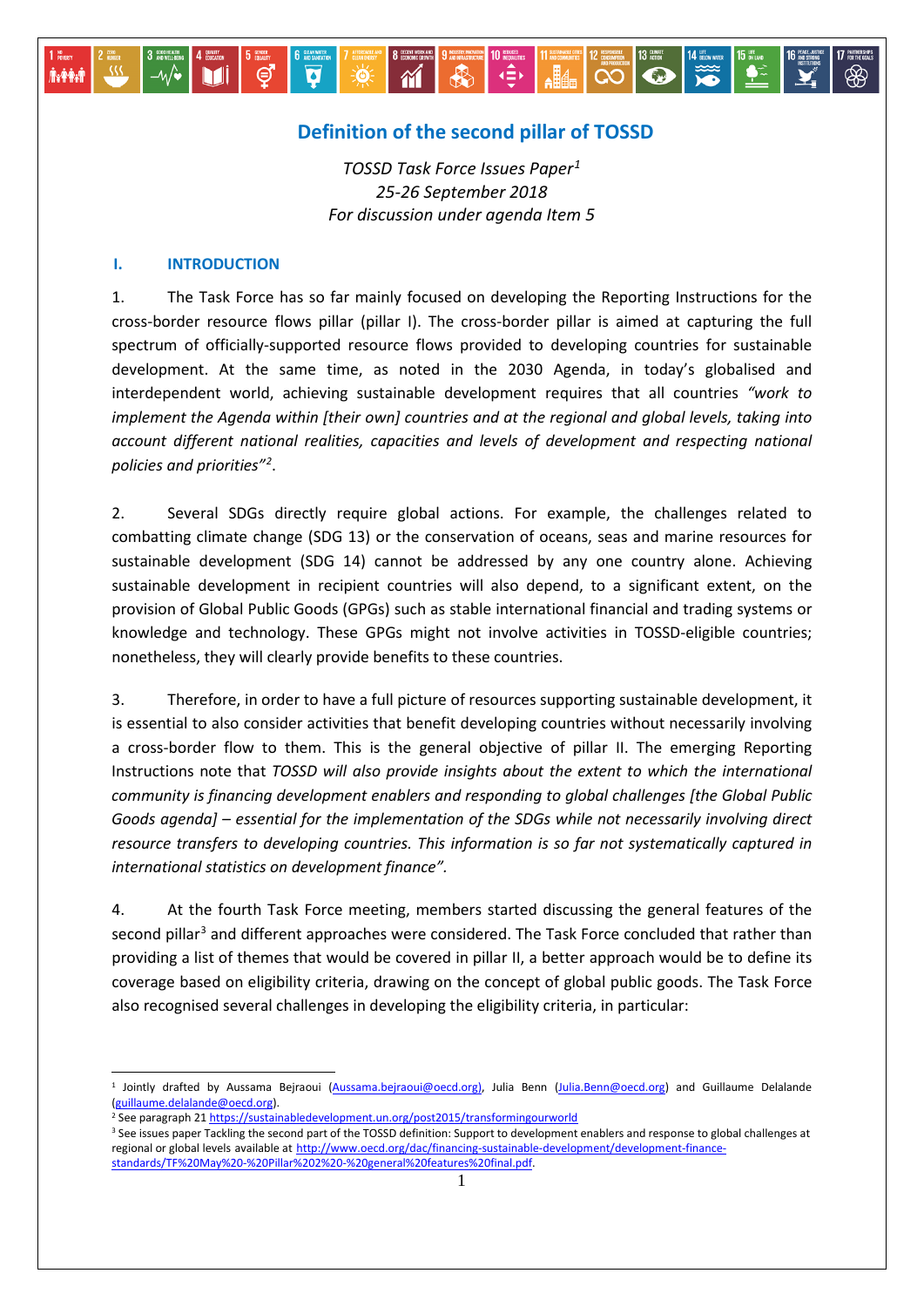# Definition of the second pillar of TOSSD

*TOSSD Task Force Issues Paper*[1]
*25-26 September 2018*
*For discussion under agenda Item 5*

## I. INTRODUCTION

1. The Task Force has so far mainly focused on developing the Reporting Instructions for the cross-border resource flows pillar (pillar I). The cross-border pillar is aimed at capturing the full spectrum of officially-supported resource flows provided to developing countries for sustainable development. At the same time, as noted in the 2030 Agenda, in today's globalised and interdependent world, achieving sustainable development requires that all countries *"work to implement the Agenda within [their own] countries and at the regional and global levels, taking into account different national realities, capacities and levels of development and respecting national policies and priorities"*[2].

2. Several SDGs directly require global actions. For example, the challenges related to combatting climate change (SDG 13) or the conservation of oceans, seas and marine resources for sustainable development (SDG 14) cannot be addressed by any one country alone. Achieving sustainable development in recipient countries will also depend, to a significant extent, on the provision of Global Public Goods (GPGs) such as stable international financial and trading systems or knowledge and technology. These GPGs might not involve activities in TOSSD-eligible countries; nonetheless, they will clearly provide benefits to these countries.

3. Therefore, in order to have a full picture of resources supporting sustainable development, it is essential to also consider activities that benefit developing countries without necessarily involving a cross-border flow to them. This is the general objective of pillar II. The emerging Reporting Instructions note that *TOSSD will also provide insights about the extent to which the international community is financing development enablers and responding to global challenges [the Global Public Goods agenda] – essential for the implementation of the SDGs while not necessarily involving direct resource transfers to developing countries. This information is so far not systematically captured in international statistics on development finance".*

4. At the fourth Task Force meeting, members started discussing the general features of the second pillar[3] and different approaches were considered. The Task Force concluded that rather than providing a list of themes that would be covered in pillar II, a better approach would be to define its coverage based on eligibility criteria, drawing on the concept of global public goods. The Task Force also recognised several challenges in developing the eligibility criteria, in particular:

---

[1] Jointly drafted by Aussama Bejraoui (Aussama.bejraoui@oecd.org), Julia Benn (Julia.Benn@oecd.org) and Guillaume Delalande (guillaume.delalande@oecd.org).

[2] See paragraph 21 https://sustainabledevelopment.un.org/post2015/transformingourworld

[3] See issues paper Tackling the second part of the TOSSD definition: Support to development enablers and response to global challenges at regional or global levels available at http://www.oecd.org/dac/financing-sustainable-development/development-finance-standards/TF%20May%20-%20Pillar%202%20-%20general%20features%20final.pdf.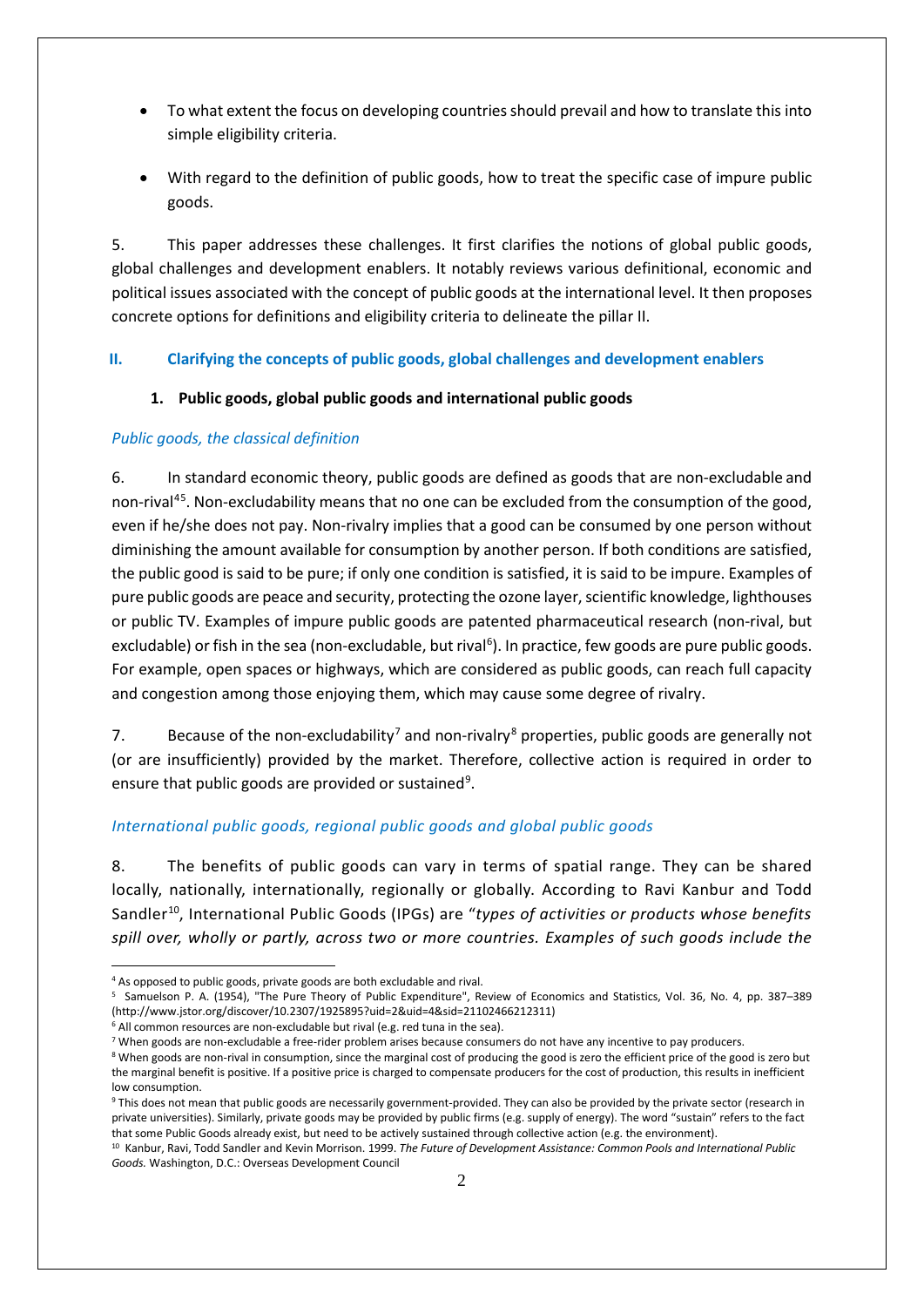- To what extent the focus on developing countries should prevail and how to translate this into simple eligibility criteria.

- With regard to the definition of public goods, how to treat the specific case of impure public goods.

5. This paper addresses these challenges. It first clarifies the notions of global public goods, global challenges and development enablers. It notably reviews various definitional, economic and political issues associated with the concept of public goods at the international level. It then proposes concrete options for definitions and eligibility criteria to delineate the pillar II.

## II. Clarifying the concepts of public goods, global challenges and development enablers

### 1. Public goods, global public goods and international public goods

*Public goods, the classical definition*

6. In standard economic theory, public goods are defined as goods that are non-excludable and non-rival[4][5]. Non-excludability means that no one can be excluded from the consumption of the good, even if he/she does not pay. Non-rivalry implies that a good can be consumed by one person without diminishing the amount available for consumption by another person. If both conditions are satisfied, the public good is said to be pure; if only one condition is satisfied, it is said to be impure. Examples of pure public goods are peace and security, protecting the ozone layer, scientific knowledge, lighthouses or public TV. Examples of impure public goods are patented pharmaceutical research (non-rival, but excludable) or fish in the sea (non-excludable, but rival[6]). In practice, few goods are pure public goods. For example, open spaces or highways, which are considered as public goods, can reach full capacity and congestion among those enjoying them, which may cause some degree of rivalry.

7. Because of the non-excludability[7] and non-rivalry[8] properties, public goods are generally not (or are insufficiently) provided by the market. Therefore, collective action is required in order to ensure that public goods are provided or sustained[9].

*International public goods, regional public goods and global public goods*

8. The benefits of public goods can vary in terms of spatial range. They can be shared locally, nationally, internationally, regionally or globally. According to Ravi Kanbur and Todd Sandler[10], International Public Goods (IPGs) are "*types of activities or products whose benefits spill over, wholly or partly, across two or more countries. Examples of such goods include the*

---

[4] As opposed to public goods, private goods are both excludable and rival.

[5] Samuelson P. A. (1954), "The Pure Theory of Public Expenditure", Review of Economics and Statistics, Vol. 36, No. 4, pp. 387–389 (http://www.jstor.org/discover/10.2307/1925895?uid=2&uid=4&sid=21102466212311)

[6] All common resources are non-excludable but rival (e.g. red tuna in the sea).

[7] When goods are non-excludable a free-rider problem arises because consumers do not have any incentive to pay producers.

[8] When goods are non-rival in consumption, since the marginal cost of producing the good is zero the efficient price of the good is zero but the marginal benefit is positive. If a positive price is charged to compensate producers for the cost of production, this results in inefficient low consumption.

[9] This does not mean that public goods are necessarily government-provided. They can also be provided by the private sector (research in private universities). Similarly, private goods may be provided by public firms (e.g. supply of energy). The word "sustain" refers to the fact that some Public Goods already exist, but need to be actively sustained through collective action (e.g. the environment).

[10] Kanbur, Ravi, Todd Sandler and Kevin Morrison. 1999. *The Future of Development Assistance: Common Pools and International Public Goods.* Washington, D.C.: Overseas Development Council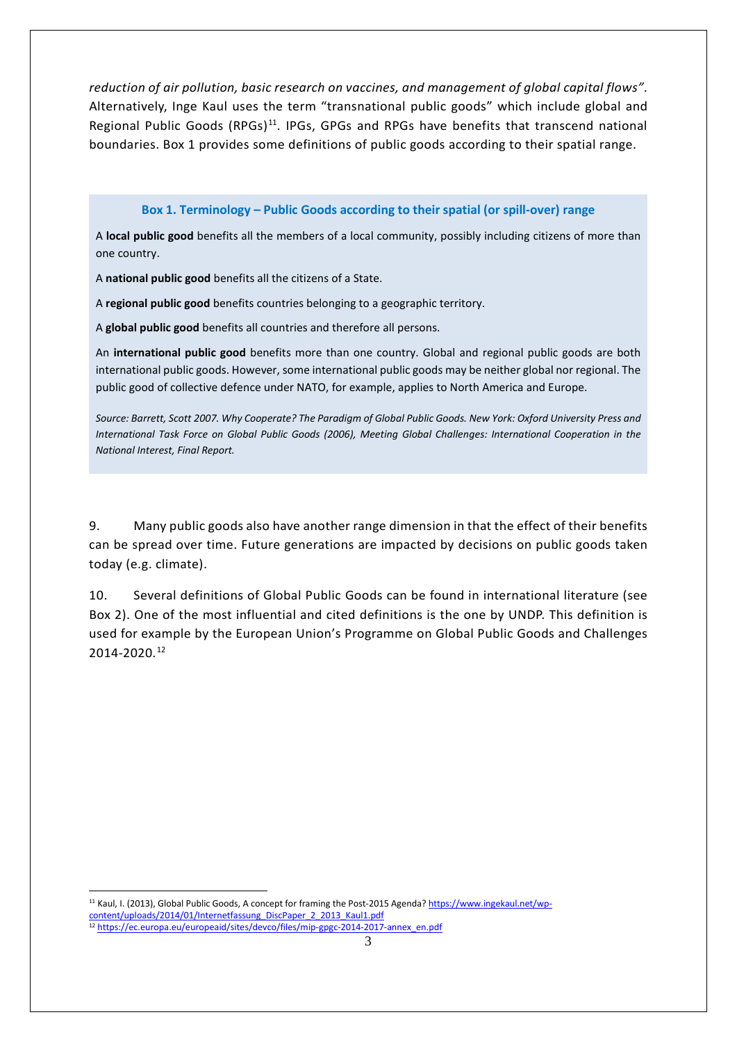*reduction of air pollution, basic research on vaccines, and management of global capital flows"*. Alternatively, Inge Kaul uses the term "transnational public goods" which include global and Regional Public Goods (RPGs)[11]. IPGs, GPGs and RPGs have benefits that transcend national boundaries. Box 1 provides some definitions of public goods according to their spatial range.

**Box 1. Terminology – Public Goods according to their spatial (or spill-over) range**

A **local public good** benefits all the members of a local community, possibly including citizens of more than one country.

A **national public good** benefits all the citizens of a State.

A **regional public good** benefits countries belonging to a geographic territory.

A **global public good** benefits all countries and therefore all persons.

An **international public good** benefits more than one country. Global and regional public goods are both international public goods. However, some international public goods may be neither global nor regional. The public good of collective defence under NATO, for example, applies to North America and Europe.

*Source: Barrett, Scott 2007. Why Cooperate? The Paradigm of Global Public Goods. New York: Oxford University Press and International Task Force on Global Public Goods (2006), Meeting Global Challenges: International Cooperation in the National Interest, Final Report.*

9. Many public goods also have another range dimension in that the effect of their benefits can be spread over time. Future generations are impacted by decisions on public goods taken today (e.g. climate).

10. Several definitions of Global Public Goods can be found in international literature (see Box 2). One of the most influential and cited definitions is the one by UNDP. This definition is used for example by the European Union's Programme on Global Public Goods and Challenges 2014-2020.[12]

---

[11] Kaul, I. (2013), Global Public Goods, A concept for framing the Post-2015 Agenda? https://www.ingekaul.net/wp-content/uploads/2014/01/Internetfassung_DiscPaper_2_2013_Kaul1.pdf

[12] https://ec.europa.eu/europeaid/sites/devco/files/mip-gpgc-2014-2017-annex_en.pdf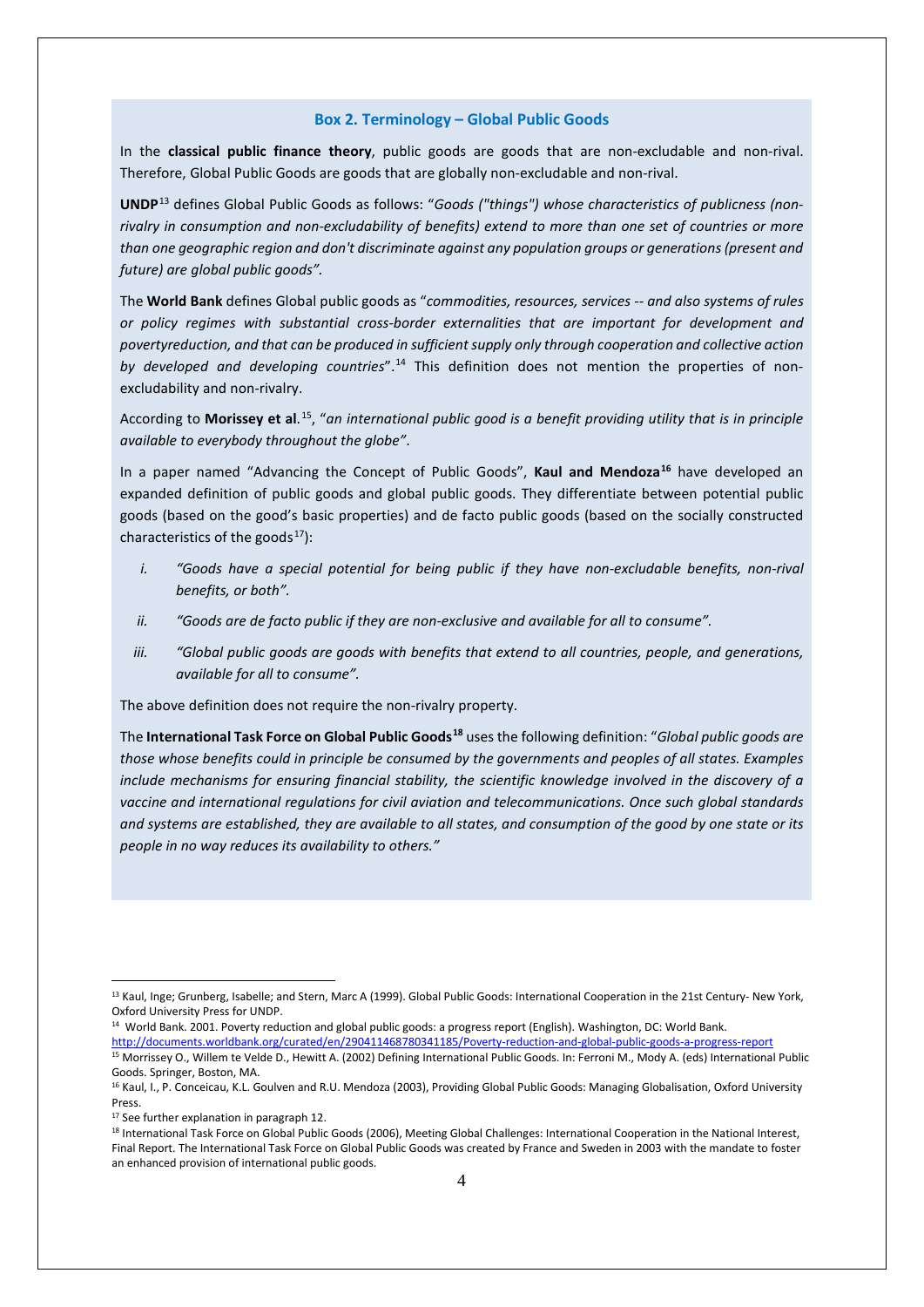### Box 2. Terminology – Global Public Goods

In the **classical public finance theory**, public goods are goods that are non-excludable and non-rival. Therefore, Global Public Goods are goods that are globally non-excludable and non-rival.

**UNDP**[13] defines Global Public Goods as follows: "*Goods ("things") whose characteristics of publicness (non-rivalry in consumption and non-excludability of benefits) extend to more than one set of countries or more than one geographic region and don't discriminate against any population groups or generations (present and future) are global public goods".*

The **World Bank** defines Global public goods as "*commodities, resources, services -- and also systems of rules or policy regimes with substantial cross-border externalities that are important for development and povertyreduction, and that can be produced in sufficient supply only through cooperation and collective action by developed and developing countries*".[14] This definition does not mention the properties of non-excludability and non-rivalry.

According to **Morissey et al**.[15], "*an international public good is a benefit providing utility that is in principle available to everybody throughout the globe"*.

In a paper named "Advancing the Concept of Public Goods", **Kaul and Mendoza**[16] have developed an expanded definition of public goods and global public goods. They differentiate between potential public goods (based on the good's basic properties) and de facto public goods (based on the socially constructed characteristics of the goods[17]):

- i. *"Goods have a special potential for being public if they have non-excludable benefits, non-rival benefits, or both".*
- ii. *"Goods are de facto public if they are non-exclusive and available for all to consume".*
- iii. *"Global public goods are goods with benefits that extend to all countries, people, and generations, available for all to consume".*

The above definition does not require the non-rivalry property.

The **International Task Force on Global Public Goods**[18] uses the following definition: "*Global public goods are those whose benefits could in principle be consumed by the governments and peoples of all states. Examples include mechanisms for ensuring financial stability, the scientific knowledge involved in the discovery of a vaccine and international regulations for civil aviation and telecommunications. Once such global standards and systems are established, they are available to all states, and consumption of the good by one state or its people in no way reduces its availability to others."*

---

[13] Kaul, Inge; Grunberg, Isabelle; and Stern, Marc A (1999). Global Public Goods: International Cooperation in the 21st Century- New York, Oxford University Press for UNDP.

[14] World Bank. 2001. Poverty reduction and global public goods: a progress report (English). Washington, DC: World Bank. http://documents.worldbank.org/curated/en/290411468780341185/Poverty-reduction-and-global-public-goods-a-progress-report

[15] Morrissey O., Willem te Velde D., Hewitt A. (2002) Defining International Public Goods. In: Ferroni M., Mody A. (eds) International Public Goods. Springer, Boston, MA.

[16] Kaul, I., P. Conceicau, K.L. Goulven and R.U. Mendoza (2003), Providing Global Public Goods: Managing Globalisation, Oxford University Press.

[17] See further explanation in paragraph 12.

[18] International Task Force on Global Public Goods (2006), Meeting Global Challenges: International Cooperation in the National Interest, Final Report. The International Task Force on Global Public Goods was created by France and Sweden in 2003 with the mandate to foster an enhanced provision of international public goods.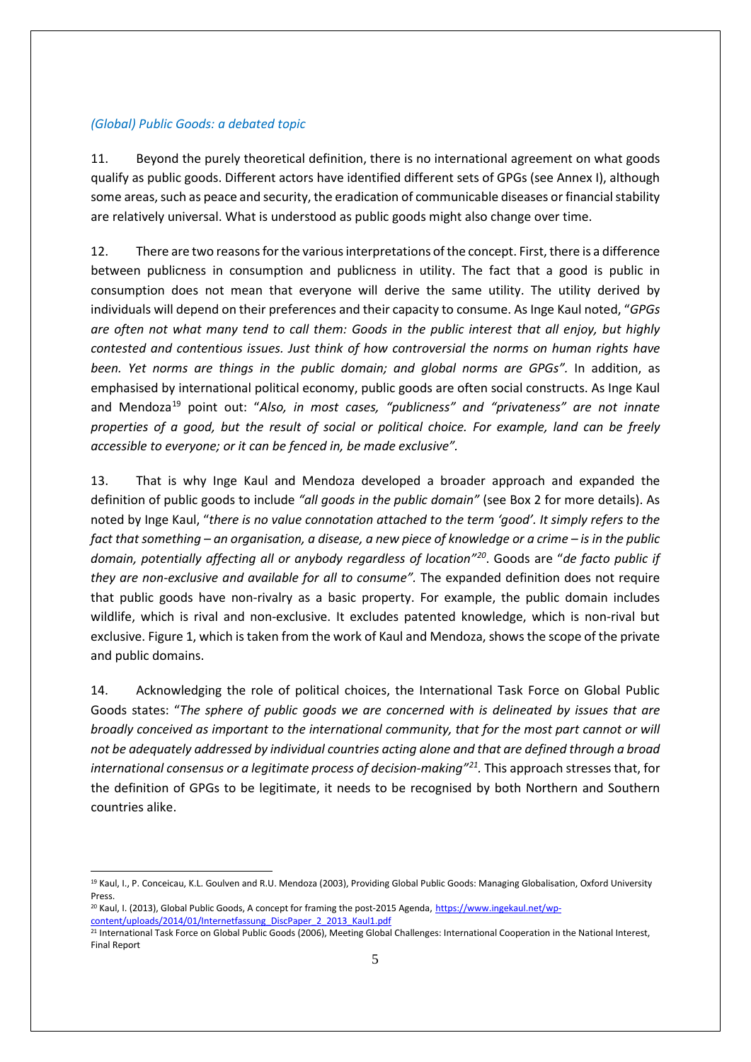### *(Global) Public Goods: a debated topic*

11. Beyond the purely theoretical definition, there is no international agreement on what goods qualify as public goods. Different actors have identified different sets of GPGs (see Annex I), although some areas, such as peace and security, the eradication of communicable diseases or financial stability are relatively universal. What is understood as public goods might also change over time.

12. There are two reasons for the various interpretations of the concept. First, there is a difference between publicness in consumption and publicness in utility. The fact that a good is public in consumption does not mean that everyone will derive the same utility. The utility derived by individuals will depend on their preferences and their capacity to consume. As Inge Kaul noted, "*GPGs are often not what many tend to call them: Goods in the public interest that all enjoy, but highly contested and contentious issues. Just think of how controversial the norms on human rights have been. Yet norms are things in the public domain; and global norms are GPGs".* In addition, as emphasised by international political economy, public goods are often social constructs. As Inge Kaul and Mendoza[19] point out: "*Also, in most cases, "publicness" and "privateness" are not innate properties of a good, but the result of social or political choice. For example, land can be freely accessible to everyone; or it can be fenced in, be made exclusive".*

13. That is why Inge Kaul and Mendoza developed a broader approach and expanded the definition of public goods to include *"all goods in the public domain"* (see Box 2 for more details). As noted by Inge Kaul, "*there is no value connotation attached to the term 'good'. It simply refers to the fact that something – an organisation, a disease, a new piece of knowledge or a crime – is in the public domain, potentially affecting all or anybody regardless of location"*[20]. Goods are "*de facto public if they are non-exclusive and available for all to consume".* The expanded definition does not require that public goods have non-rivalry as a basic property. For example, the public domain includes wildlife, which is rival and non-exclusive. It excludes patented knowledge, which is non-rival but exclusive. Figure 1, which is taken from the work of Kaul and Mendoza, shows the scope of the private and public domains.

14. Acknowledging the role of political choices, the International Task Force on Global Public Goods states: "*The sphere of public goods we are concerned with is delineated by issues that are broadly conceived as important to the international community, that for the most part cannot or will not be adequately addressed by individual countries acting alone and that are defined through a broad international consensus or a legitimate process of decision-making"*[21]*.* This approach stresses that, for the definition of GPGs to be legitimate, it needs to be recognised by both Northern and Southern countries alike.

[19] Kaul, I., P. Conceicau, K.L. Goulven and R.U. Mendoza (2003), Providing Global Public Goods: Managing Globalisation, Oxford University Press.

[20] Kaul, I. (2013), Global Public Goods, A concept for framing the post-2015 Agenda, https://www.ingekaul.net/wp-content/uploads/2014/01/Internetfassung_DiscPaper_2_2013_Kaul1.pdf

[21] International Task Force on Global Public Goods (2006), Meeting Global Challenges: International Cooperation in the National Interest, Final Report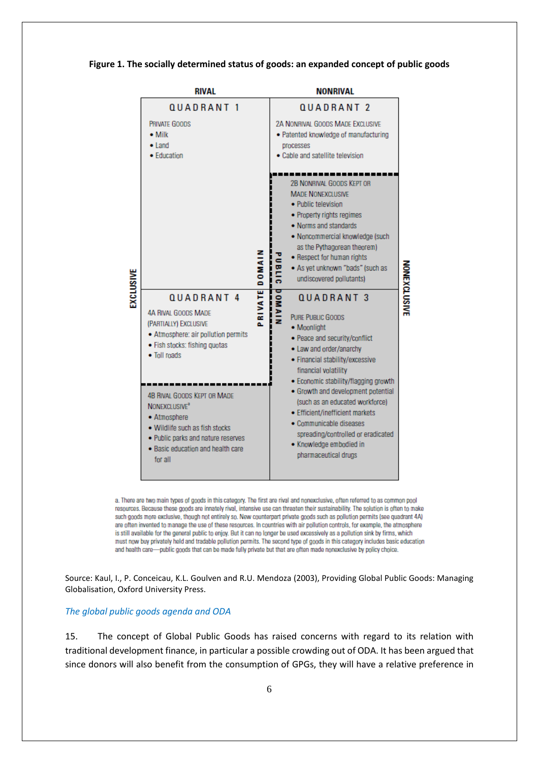**Figure 1. The socially determined status of goods: an expanded concept of public goods**

| | RIVAL | NONRIVAL | |
|---|---|---|---|
| EXCLUSIVE | **QUADRANT 1**<br>PRIVATE GOODS<br>• Milk<br>• Land<br>• Education | **QUADRANT 2**<br>2A NONRIVAL GOODS MADE EXCLUSIVE<br>• Patented knowledge of manufacturing processes<br>• Cable and satellite television | |
| | | 2B NONRIVAL GOODS KEPT OR MADE NONEXCLUSIVE<br>• Public television<br>• Property rights regimes<br>• Norms and standards<br>• Noncommercial knowledge (such as the Pythagorean theorem)<br>• Respect for human rights<br>• As yet unknown "bads" (such as undiscovered pollutants) | NONEXCLUSIVE |
| | **QUADRANT 4**<br>4A RIVAL GOODS MADE (PARTIALLY) EXCLUSIVE<br>• Atmosphere: air pollution permits<br>• Fish stocks: fishing quotas<br>• Toll roads | **QUADRANT 3**<br>PURE PUBLIC GOODS<br>• Moonlight<br>• Peace and security/conflict<br>• Law and order/anarchy<br>• Financial stability/excessive financial volatility<br>• Economic stability/flagging growth<br>• Growth and development potential (such as an educated workforce)<br>• Efficient/inefficient markets<br>• Communicable diseases spreading/controlled or eradicated<br>• Knowledge embodied in pharmaceutical drugs | |
| | 4B RIVAL GOODS KEPT OR MADE NONEXCLUSIVE[a]<br>• Atmosphere<br>• Wildlife such as fish stocks<br>• Public parks and nature reserves<br>• Basic education and health care for all | | |

PRIVATE DOMAIN / PUBLIC DOMAIN

a. There are two main types of goods in this category. The first are rival and nonexclusive, often referred to as common pool resources. Because these goods are innately rival, intensive use can threaten their sustainability. The solution is often to make such goods more exclusive, though not entirely so. New counterpart private goods such as pollution permits (see quadrant 4A) are often invented to manage the use of these resources. In countries with air pollution controls, for example, the atmosphere is still available for the general public to enjoy. But it can no longer be used excessively as a pollution sink by firms, which must now buy privately held and tradable pollution permits. The second type of goods in this category includes basic education and health care—public goods that can be made fully private but that are often made nonexclusive by policy choice.

Source: Kaul, I., P. Conceicau, K.L. Goulven and R.U. Mendoza (2003), Providing Global Public Goods: Managing Globalisation, Oxford University Press.

*The global public goods agenda and ODA*

15. The concept of Global Public Goods has raised concerns with regard to its relation with traditional development finance, in particular a possible crowding out of ODA. It has been argued that since donors will also benefit from the consumption of GPGs, they will have a relative preference in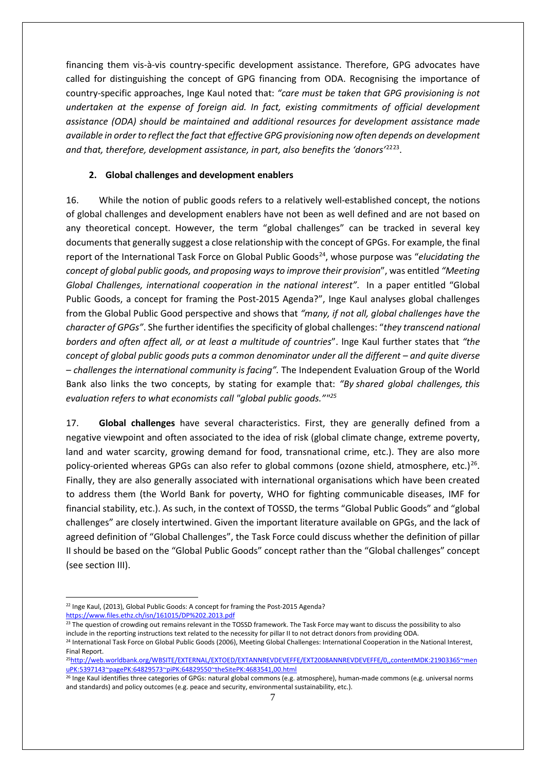financing them vis-à-vis country-specific development assistance. Therefore, GPG advocates have called for distinguishing the concept of GPG financing from ODA. Recognising the importance of country-specific approaches, Inge Kaul noted that: *"care must be taken that GPG provisioning is not undertaken at the expense of foreign aid. In fact, existing commitments of official development assistance (ODA) should be maintained and additional resources for development assistance made available in order to reflect the fact that effective GPG provisioning now often depends on development and that, therefore, development assistance, in part, also benefits the 'donors'*[22][23].

**2. Global challenges and development enablers**

16. While the notion of public goods refers to a relatively well-established concept, the notions of global challenges and development enablers have not been as well defined and are not based on any theoretical concept. However, the term "global challenges" can be tracked in several key documents that generally suggest a close relationship with the concept of GPGs. For example, the final report of the International Task Force on Global Public Goods[24], whose purpose was "*elucidating the concept of global public goods, and proposing ways to improve their provision*", was entitled *"Meeting Global Challenges, international cooperation in the national interest"*. In a paper entitled "Global Public Goods, a concept for framing the Post-2015 Agenda?", Inge Kaul analyses global challenges from the Global Public Good perspective and shows that *"many, if not all, global challenges have the character of GPGs"*. She further identifies the specificity of global challenges: "*they transcend national borders and often affect all, or at least a multitude of countries*". Inge Kaul further states that *"the concept of global public goods puts a common denominator under all the different – and quite diverse – challenges the international community is facing"*. The Independent Evaluation Group of the World Bank also links the two concepts, by stating for example that: *"By shared global challenges, this evaluation refers to what economists call "global public goods.""*[25]

17. **Global challenges** have several characteristics. First, they are generally defined from a negative viewpoint and often associated to the idea of risk (global climate change, extreme poverty, land and water scarcity, growing demand for food, transnational crime, etc.). They are also more policy-oriented whereas GPGs can also refer to global commons (ozone shield, atmosphere, etc.)[26]. Finally, they are also generally associated with international organisations which have been created to address them (the World Bank for poverty, WHO for fighting communicable diseases, IMF for financial stability, etc.). As such, in the context of TOSSD, the terms "Global Public Goods" and "global challenges" are closely intertwined. Given the important literature available on GPGs, and the lack of agreed definition of "Global Challenges", the Task Force could discuss whether the definition of pillar II should be based on the "Global Public Goods" concept rather than the "Global challenges" concept (see section III).

---

[22] Inge Kaul, (2013), Global Public Goods: A concept for framing the Post-2015 Agenda? https://www.files.ethz.ch/isn/161015/DP%202.2013.pdf

[23] The question of crowding out remains relevant in the TOSSD framework. The Task Force may want to discuss the possibility to also include in the reporting instructions text related to the necessity for pillar II to not detract donors from providing ODA.

[24] International Task Force on Global Public Goods (2006), Meeting Global Challenges: International Cooperation in the National Interest, Final Report.

[25] http://web.worldbank.org/WBSITE/EXTERNAL/EXTOED/EXTANNREVDEVEFFE/EXT2008ANNREVDEVEFFE/0,,contentMDK:21903365~menuPK:5397143~pagePK:64829573~piPK:64829550~theSitePK:4683541,00.html

[26] Inge Kaul identifies three categories of GPGs: natural global commons (e.g. atmosphere), human-made commons (e.g. universal norms and standards) and policy outcomes (e.g. peace and security, environmental sustainability, etc.).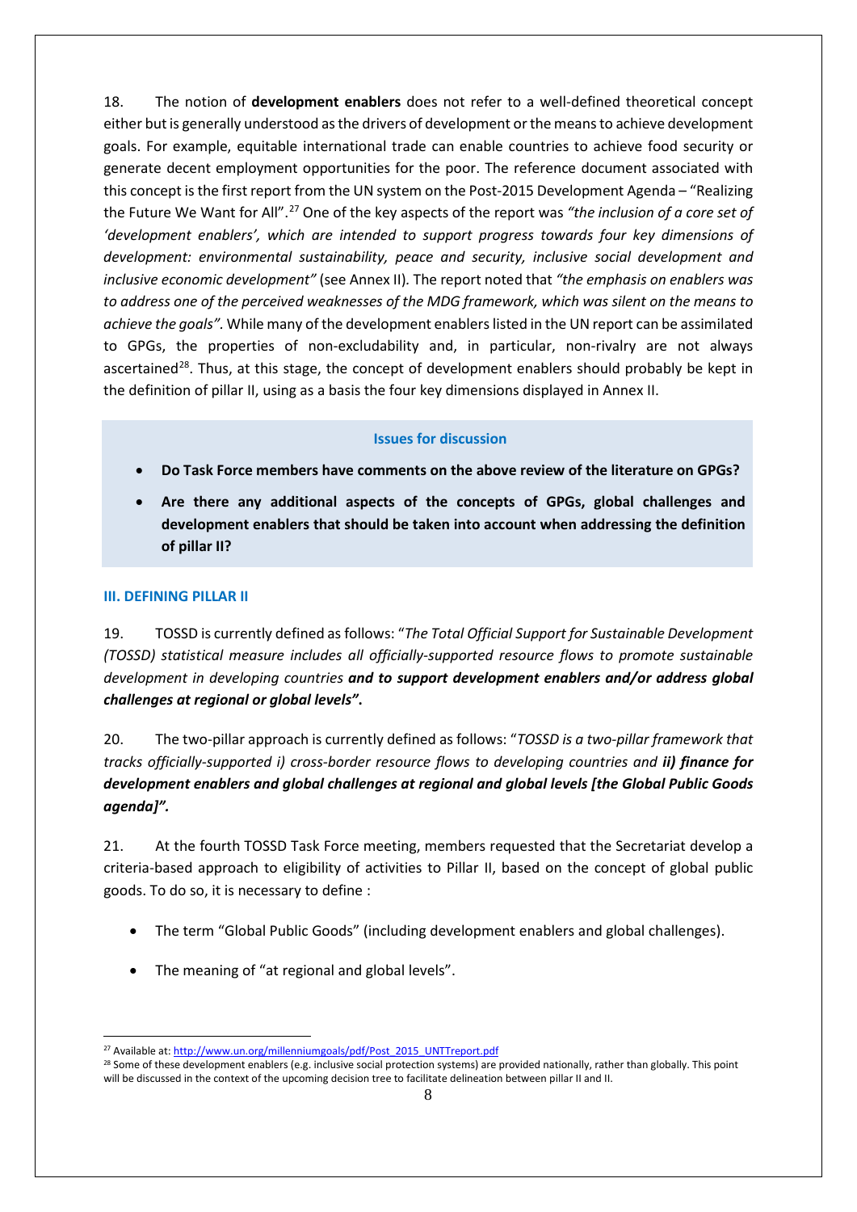18. The notion of **development enablers** does not refer to a well-defined theoretical concept either but is generally understood as the drivers of development or the means to achieve development goals. For example, equitable international trade can enable countries to achieve food security or generate decent employment opportunities for the poor. The reference document associated with this concept is the first report from the UN system on the Post-2015 Development Agenda – "Realizing the Future We Want for All".[27] One of the key aspects of the report was *"the inclusion of a core set of 'development enablers', which are intended to support progress towards four key dimensions of development: environmental sustainability, peace and security, inclusive social development and inclusive economic development"* (see Annex II). The report noted that *"the emphasis on enablers was to address one of the perceived weaknesses of the MDG framework, which was silent on the means to achieve the goals".* While many of the development enablers listed in the UN report can be assimilated to GPGs, the properties of non-excludability and, in particular, non-rivalry are not always ascertained[28]. Thus, at this stage, the concept of development enablers should probably be kept in the definition of pillar II, using as a basis the four key dimensions displayed in Annex II.

> **Issues for discussion**
>
> - **Do Task Force members have comments on the above review of the literature on GPGs?**
> - **Are there any additional aspects of the concepts of GPGs, global challenges and development enablers that should be taken into account when addressing the definition of pillar II?**

## III. DEFINING PILLAR II

19. TOSSD is currently defined as follows: "*The Total Official Support for Sustainable Development (TOSSD) statistical measure includes all officially-supported resource flows to promote sustainable development in developing countries* ***and to support development enablers and/or address global challenges at regional or global levels"*****.**

20. The two-pillar approach is currently defined as follows: "*TOSSD is a two-pillar framework that tracks officially-supported i) cross-border resource flows to developing countries and* ***ii) finance for development enablers and global challenges at regional and global levels [the Global Public Goods agenda]".***

21. At the fourth TOSSD Task Force meeting, members requested that the Secretariat develop a criteria-based approach to eligibility of activities to Pillar II, based on the concept of global public goods. To do so, it is necessary to define :

- The term "Global Public Goods" (including development enablers and global challenges).
- The meaning of "at regional and global levels".

[27] Available at: http://www.un.org/millenniumgoals/pdf/Post_2015_UNTTreport.pdf

[28] Some of these development enablers (e.g. inclusive social protection systems) are provided nationally, rather than globally. This point will be discussed in the context of the upcoming decision tree to facilitate delineation between pillar II and II.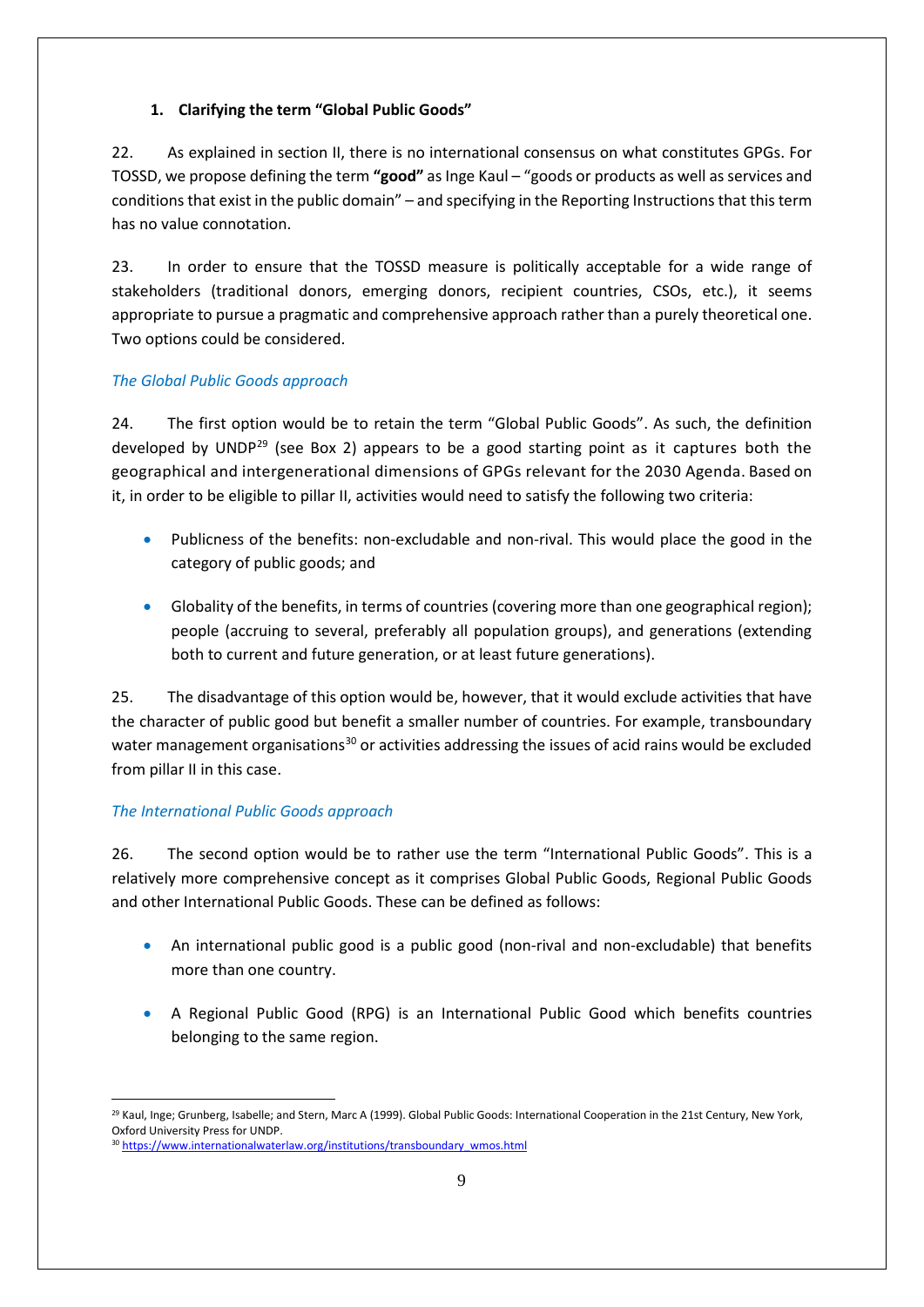### 1. Clarifying the term "Global Public Goods"

22. As explained in section II, there is no international consensus on what constitutes GPGs. For TOSSD, we propose defining the term **"good"** as Inge Kaul – "goods or products as well as services and conditions that exist in the public domain" – and specifying in the Reporting Instructions that this term has no value connotation.

23. In order to ensure that the TOSSD measure is politically acceptable for a wide range of stakeholders (traditional donors, emerging donors, recipient countries, CSOs, etc.), it seems appropriate to pursue a pragmatic and comprehensive approach rather than a purely theoretical one. Two options could be considered.

*The Global Public Goods approach*

24. The first option would be to retain the term "Global Public Goods". As such, the definition developed by UNDP[29] (see Box 2) appears to be a good starting point as it captures both the geographical and intergenerational dimensions of GPGs relevant for the 2030 Agenda. Based on it, in order to be eligible to pillar II, activities would need to satisfy the following two criteria:

- Publicness of the benefits: non-excludable and non-rival. This would place the good in the category of public goods; and
- Globality of the benefits, in terms of countries (covering more than one geographical region); people (accruing to several, preferably all population groups), and generations (extending both to current and future generation, or at least future generations).

25. The disadvantage of this option would be, however, that it would exclude activities that have the character of public good but benefit a smaller number of countries. For example, transboundary water management organisations[30] or activities addressing the issues of acid rains would be excluded from pillar II in this case.

*The International Public Goods approach*

26. The second option would be to rather use the term "International Public Goods". This is a relatively more comprehensive concept as it comprises Global Public Goods, Regional Public Goods and other International Public Goods. These can be defined as follows:

- An international public good is a public good (non-rival and non-excludable) that benefits more than one country.
- A Regional Public Good (RPG) is an International Public Good which benefits countries belonging to the same region.

---

[29] Kaul, Inge; Grunberg, Isabelle; and Stern, Marc A (1999). Global Public Goods: International Cooperation in the 21st Century, New York, Oxford University Press for UNDP.

[30] https://www.internationalwaterlaw.org/institutions/transboundary_wmos.html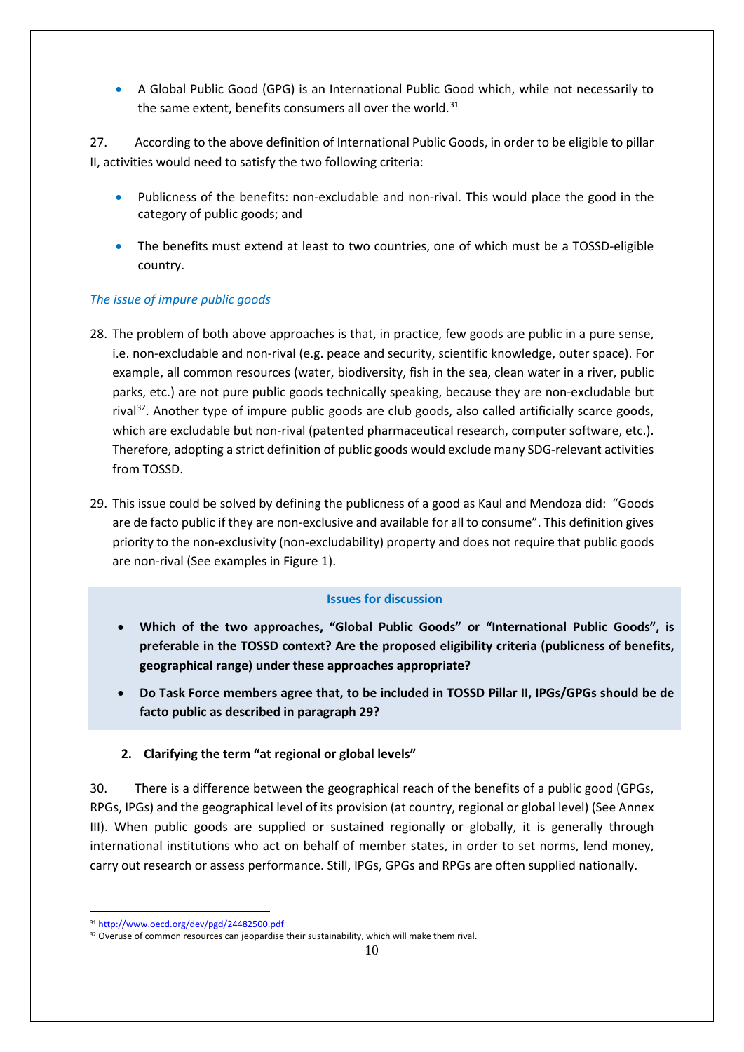- A Global Public Good (GPG) is an International Public Good which, while not necessarily to the same extent, benefits consumers all over the world.[31]

27. According to the above definition of International Public Goods, in order to be eligible to pillar II, activities would need to satisfy the two following criteria:

- Publicness of the benefits: non-excludable and non-rival. This would place the good in the category of public goods; and
- The benefits must extend at least to two countries, one of which must be a TOSSD-eligible country.

*The issue of impure public goods*

28. The problem of both above approaches is that, in practice, few goods are public in a pure sense, i.e. non-excludable and non-rival (e.g. peace and security, scientific knowledge, outer space). For example, all common resources (water, biodiversity, fish in the sea, clean water in a river, public parks, etc.) are not pure public goods technically speaking, because they are non-excludable but rival[32]. Another type of impure public goods are club goods, also called artificially scarce goods, which are excludable but non-rival (patented pharmaceutical research, computer software, etc.). Therefore, adopting a strict definition of public goods would exclude many SDG-relevant activities from TOSSD.

29. This issue could be solved by defining the publicness of a good as Kaul and Mendoza did: "Goods are de facto public if they are non-exclusive and available for all to consume". This definition gives priority to the non-exclusivity (non-excludability) property and does not require that public goods are non-rival (See examples in Figure 1).

**Issues for discussion**

- **Which of the two approaches, "Global Public Goods" or "International Public Goods", is preferable in the TOSSD context? Are the proposed eligibility criteria (publicness of benefits, geographical range) under these approaches appropriate?**
- **Do Task Force members agree that, to be included in TOSSD Pillar II, IPGs/GPGs should be de facto public as described in paragraph 29?**

**2. Clarifying the term "at regional or global levels"**

30. There is a difference between the geographical reach of the benefits of a public good (GPGs, RPGs, IPGs) and the geographical level of its provision (at country, regional or global level) (See Annex III). When public goods are supplied or sustained regionally or globally, it is generally through international institutions who act on behalf of member states, in order to set norms, lend money, carry out research or assess performance. Still, IPGs, GPGs and RPGs are often supplied nationally.

[31] http://www.oecd.org/dev/pgd/24482500.pdf

[32] Overuse of common resources can jeopardise their sustainability, which will make them rival.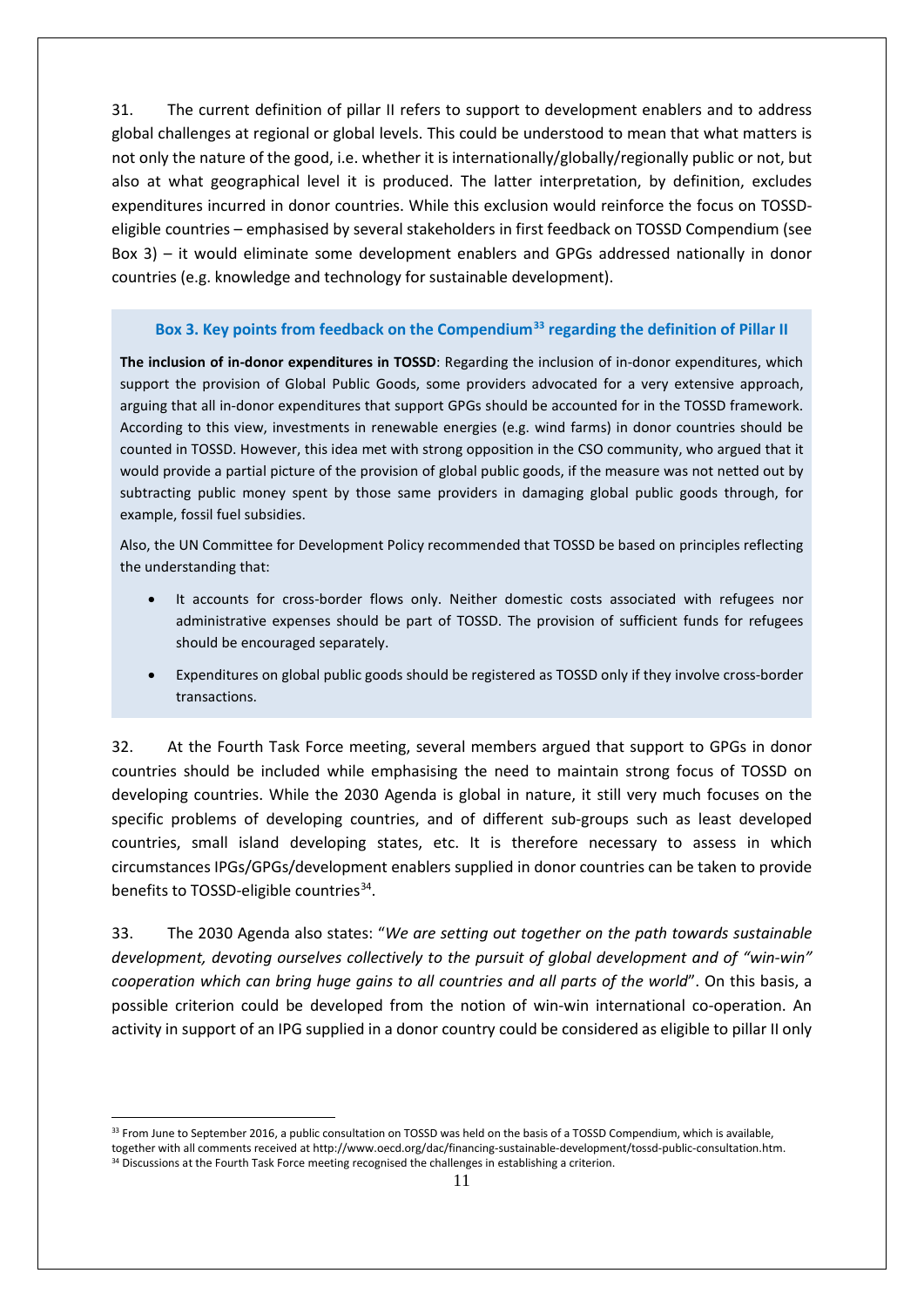31. The current definition of pillar II refers to support to development enablers and to address global challenges at regional or global levels. This could be understood to mean that what matters is not only the nature of the good, i.e. whether it is internationally/globally/regionally public or not, but also at what geographical level it is produced. The latter interpretation, by definition, excludes expenditures incurred in donor countries. While this exclusion would reinforce the focus on TOSSD-eligible countries – emphasised by several stakeholders in first feedback on TOSSD Compendium (see Box 3) – it would eliminate some development enablers and GPGs addressed nationally in donor countries (e.g. knowledge and technology for sustainable development).

> **Box 3. Key points from feedback on the Compendium[33] regarding the definition of Pillar II**
>
> **The inclusion of in-donor expenditures in TOSSD**: Regarding the inclusion of in-donor expenditures, which support the provision of Global Public Goods, some providers advocated for a very extensive approach, arguing that all in-donor expenditures that support GPGs should be accounted for in the TOSSD framework. According to this view, investments in renewable energies (e.g. wind farms) in donor countries should be counted in TOSSD. However, this idea met with strong opposition in the CSO community, who argued that it would provide a partial picture of the provision of global public goods, if the measure was not netted out by subtracting public money spent by those same providers in damaging global public goods through, for example, fossil fuel subsidies.
>
> Also, the UN Committee for Development Policy recommended that TOSSD be based on principles reflecting the understanding that:
>
> - It accounts for cross-border flows only. Neither domestic costs associated with refugees nor administrative expenses should be part of TOSSD. The provision of sufficient funds for refugees should be encouraged separately.
> - Expenditures on global public goods should be registered as TOSSD only if they involve cross-border transactions.

32. At the Fourth Task Force meeting, several members argued that support to GPGs in donor countries should be included while emphasising the need to maintain strong focus of TOSSD on developing countries. While the 2030 Agenda is global in nature, it still very much focuses on the specific problems of developing countries, and of different sub-groups such as least developed countries, small island developing states, etc. It is therefore necessary to assess in which circumstances IPGs/GPGs/development enablers supplied in donor countries can be taken to provide benefits to TOSSD-eligible countries[34].

33. The 2030 Agenda also states: "*We are setting out together on the path towards sustainable development, devoting ourselves collectively to the pursuit of global development and of "win-win" cooperation which can bring huge gains to all countries and all parts of the world*". On this basis, a possible criterion could be developed from the notion of win-win international co-operation. An activity in support of an IPG supplied in a donor country could be considered as eligible to pillar II only

---

[33] From June to September 2016, a public consultation on TOSSD was held on the basis of a TOSSD Compendium, which is available, together with all comments received at http://www.oecd.org/dac/financing-sustainable-development/tossd-public-consultation.htm.

[34] Discussions at the Fourth Task Force meeting recognised the challenges in establishing a criterion.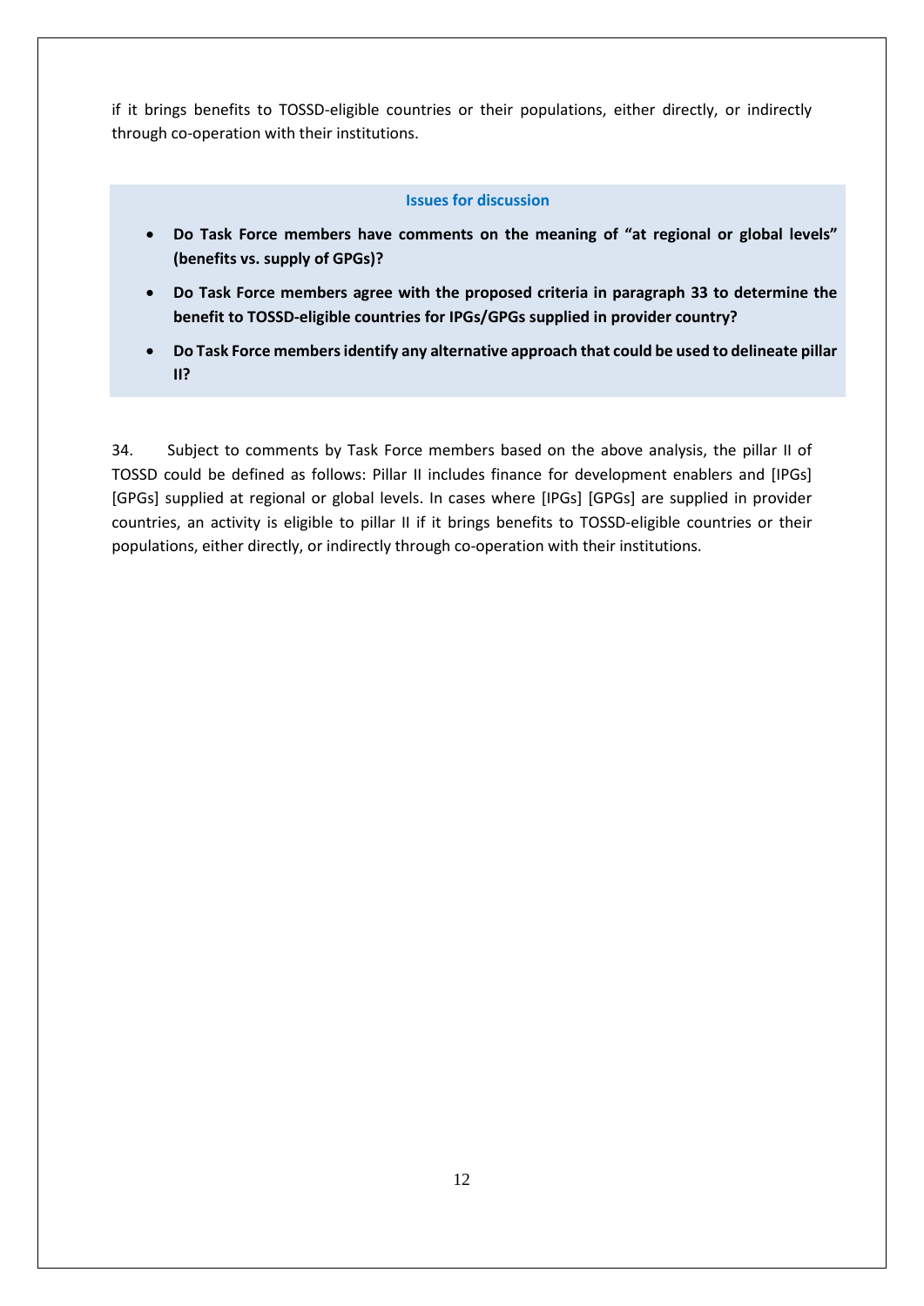if it brings benefits to TOSSD-eligible countries or their populations, either directly, or indirectly through co-operation with their institutions.

**Issues for discussion**

- **Do Task Force members have comments on the meaning of "at regional or global levels" (benefits vs. supply of GPGs)?**
- **Do Task Force members agree with the proposed criteria in paragraph 33 to determine the benefit to TOSSD-eligible countries for IPGs/GPGs supplied in provider country?**
- **Do Task Force members identify any alternative approach that could be used to delineate pillar II?**

34. Subject to comments by Task Force members based on the above analysis, the pillar II of TOSSD could be defined as follows: Pillar II includes finance for development enablers and [IPGs] [GPGs] supplied at regional or global levels. In cases where [IPGs] [GPGs] are supplied in provider countries, an activity is eligible to pillar II if it brings benefits to TOSSD-eligible countries or their populations, either directly, or indirectly through co-operation with their institutions.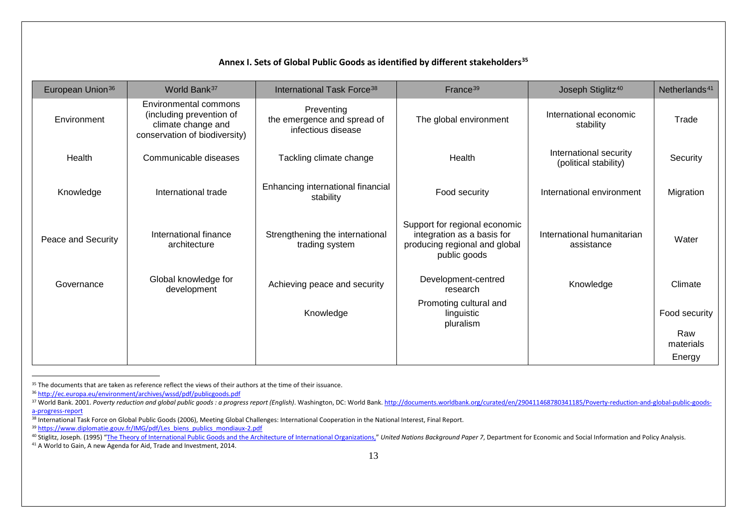**Annex I. Sets of Global Public Goods as identified by different stakeholders[35]**

| European Union[36] | World Bank[37] | International Task Force[38] | France[39] | Joseph Stiglitz[40] | Netherlands[41] |
|---|---|---|---|---|---|
| Environment | Environmental commons (including prevention of climate change and conservation of biodiversity) | Preventing the emergence and spread of infectious disease | The global environment | International economic stability | Trade |
| Health | Communicable diseases | Tackling climate change | Health | International security (political stability) | Security |
| Knowledge | International trade | Enhancing international financial stability | Food security | International environment | Migration |
| Peace and Security | International finance architecture | Strengthening the international trading system | Support for regional economic integration as a basis for producing regional and global public goods | International humanitarian assistance | Water |
| Governance | Global knowledge for development | Achieving peace and security | Development-centred research | Knowledge | Climate |
| | | Knowledge | Promoting cultural and linguistic pluralism | | Food security |
| | | | | | Raw materials |
| | | | | | Energy |

[35] The documents that are taken as reference reflect the views of their authors at the time of their issuance.

[36] http://ec.europa.eu/environment/archives/wssd/pdf/publicgoods.pdf

[37] World Bank. 2001. *Poverty reduction and global public goods : a progress report (English)*. Washington, DC: World Bank. http://documents.worldbank.org/curated/en/290411468780341185/Poverty-reduction-and-global-public-goods-a-progress-report

[38] International Task Force on Global Public Goods (2006), Meeting Global Challenges: International Cooperation in the National Interest, Final Report.

[39] https://www.diplomatie.gouv.fr/IMG/pdf/Les_biens_publics_mondiaux-2.pdf

[40] Stiglitz, Joseph. (1995) "The Theory of International Public Goods and the Architecture of International Organizations," *United Nations Background Paper 7*, Department for Economic and Social Information and Policy Analysis.

[41] A World to Gain, A new Agenda for Aid, Trade and Investment, 2014.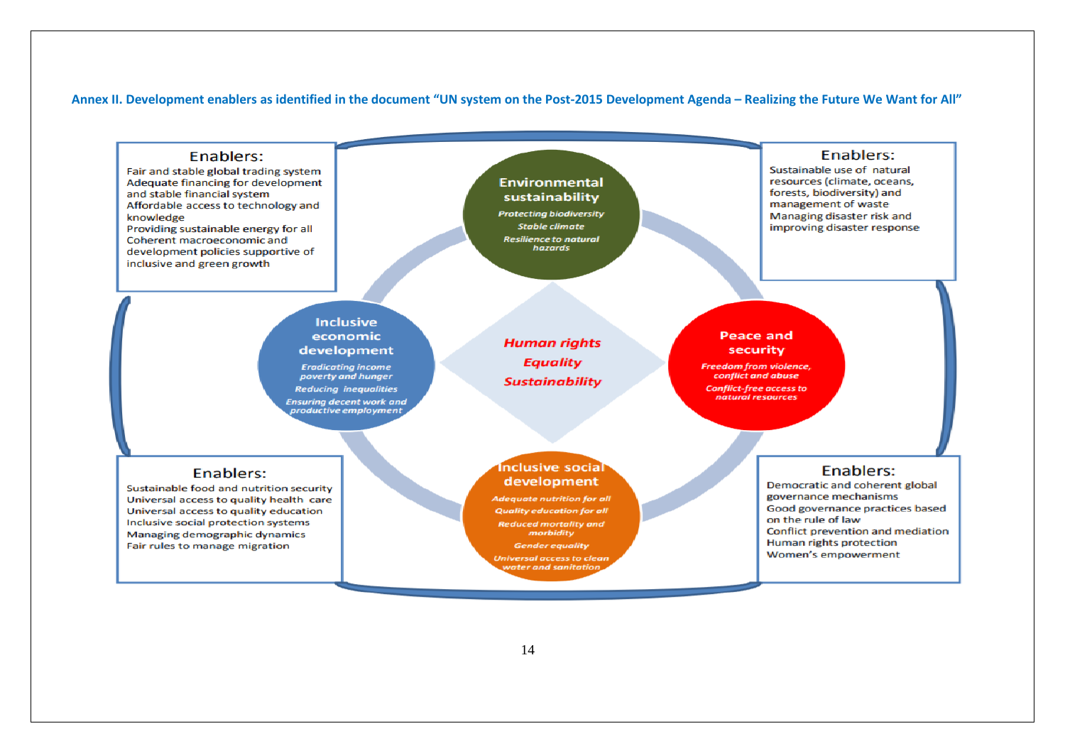**Annex II. Development enablers as identified in the document "UN system on the Post-2015 Development Agenda – Realizing the Future We Want for All"**

**Enablers:**
Fair and stable global trading system
Adequate financing for development and stable financial system
Affordable access to technology and knowledge
Providing sustainable energy for all
Coherent macroeconomic and development policies supportive of inclusive and green growth

**Environmental sustainability**
*Protecting biodiversity*
*Stable climate*
*Resilience to natural hazards*

**Enablers:**
Sustainable use of natural resources (climate, oceans, forests, biodiversity) and management of waste
Managing disaster risk and improving disaster response

**Inclusive economic development**
*Eradicating income poverty and hunger*
*Reducing inequalities*
*Ensuring decent work and productive employment*

***Human rights***
***Equality***
***Sustainability***

**Peace and security**
*Freedom from violence, conflict and abuse*
*Conflict-free access to natural resources*

**Enablers:**
Sustainable food and nutrition security
Universal access to quality health care
Universal access to quality education
Inclusive social protection systems
Managing demographic dynamics
Fair rules to manage migration

**Inclusive social development**
*Adequate nutrition for all*
*Quality education for all*
*Reduced mortality and morbidity*
*Gender equality*
*Universal access to clean water and sanitation*

**Enablers:**
Democratic and coherent global governance mechanisms
Good governance practices based on the rule of law
Conflict prevention and mediation
Human rights protection
Women's empowerment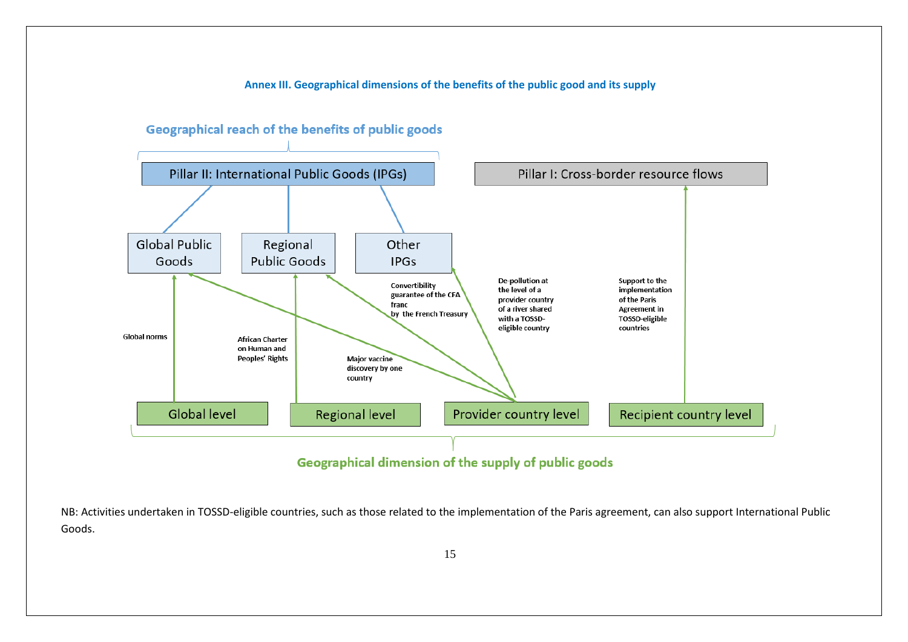**Annex III. Geographical dimensions of the benefits of the public good and its supply**

Geographical reach of the benefits of public goods

Pillar II: International Public Goods (IPGs)

Pillar I: Cross-border resource flows

Global Public Goods

Regional Public Goods

Other IPGs

Global norms

African Charter on Human and Peoples' Rights

Major vaccine discovery by one country

Convertibility guarantee of the CFA franc by the French Treasury

De-pollution at the level of a provider country of a river shared with a TOSSD-eligible country

Support to the implementation of the Paris Agreement in TOSSD-eligible countries

Global level

Regional level

Provider country level

Recipient country level

Geographical dimension of the supply of public goods

NB: Activities undertaken in TOSSD-eligible countries, such as those related to the implementation of the Paris agreement, can also support International Public Goods.